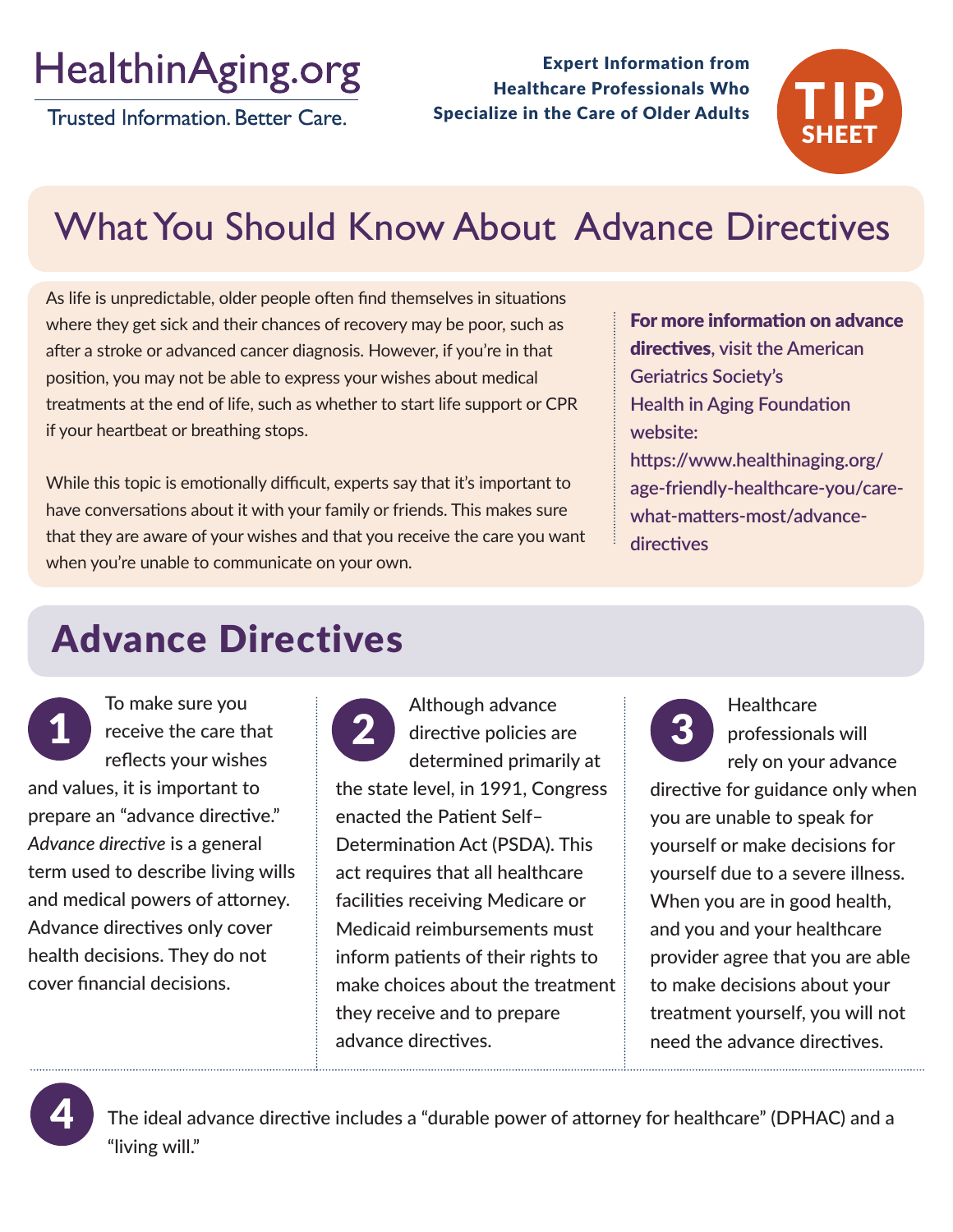HealthinAging.org

Trusted Information. Better Care.

**Expert Information from Healthcare Professionals Who Specialize in the Care of Older Adults**

TIP SHEET

# What You Should Know About Advance Directives

As life is unpredictable, older people often find themselves in situations where they get sick and their chances of recovery may be poor, such as after a stroke or advanced cancer diagnosis. However, if you're in that position, you may not be able to express your wishes about medical treatments at the end of life, such as whether to start life support or CPR if your heartbeat or breathing stops.

While this topic is emotionally difficult, experts say that it's important to have conversations about it with your family or friends. This makes sure that they are aware of your wishes and that you receive the care you want when you're unable to communicate on your own.

**For more information on advance directives**, visit the American Geriatrics Society's Health in Aging Foundation website: https://www.healthinaging.org/age-friendly-healthcare-you/care-what-matters-most/advance-directives

## Advance Directives

1. To make sure you receive the care that reflects your wishes and values, it is important to prepare an "advance directive." *Advance directive* is a general term used to describe living wills and medical powers of attorney. Advance directives only cover health decisions. They do not cover financial decisions.

2. Although advance directive policies are determined primarily at the state level, in 1991, Congress enacted the Patient Self–Determination Act (PSDA). This act requires that all healthcare facilities receiving Medicare or Medicaid reimbursements must inform patients of their rights to make choices about the treatment they receive and to prepare advance directives.

3. Healthcare professionals will rely on your advance directive for guidance only when you are unable to speak for yourself or make decisions for yourself due to a severe illness. When you are in good health, and you and your healthcare provider agree that you are able to make decisions about your treatment yourself, you will not need the advance directives.

4. The ideal advance directive includes a "durable power of attorney for healthcare" (DPHAC) and a "living will."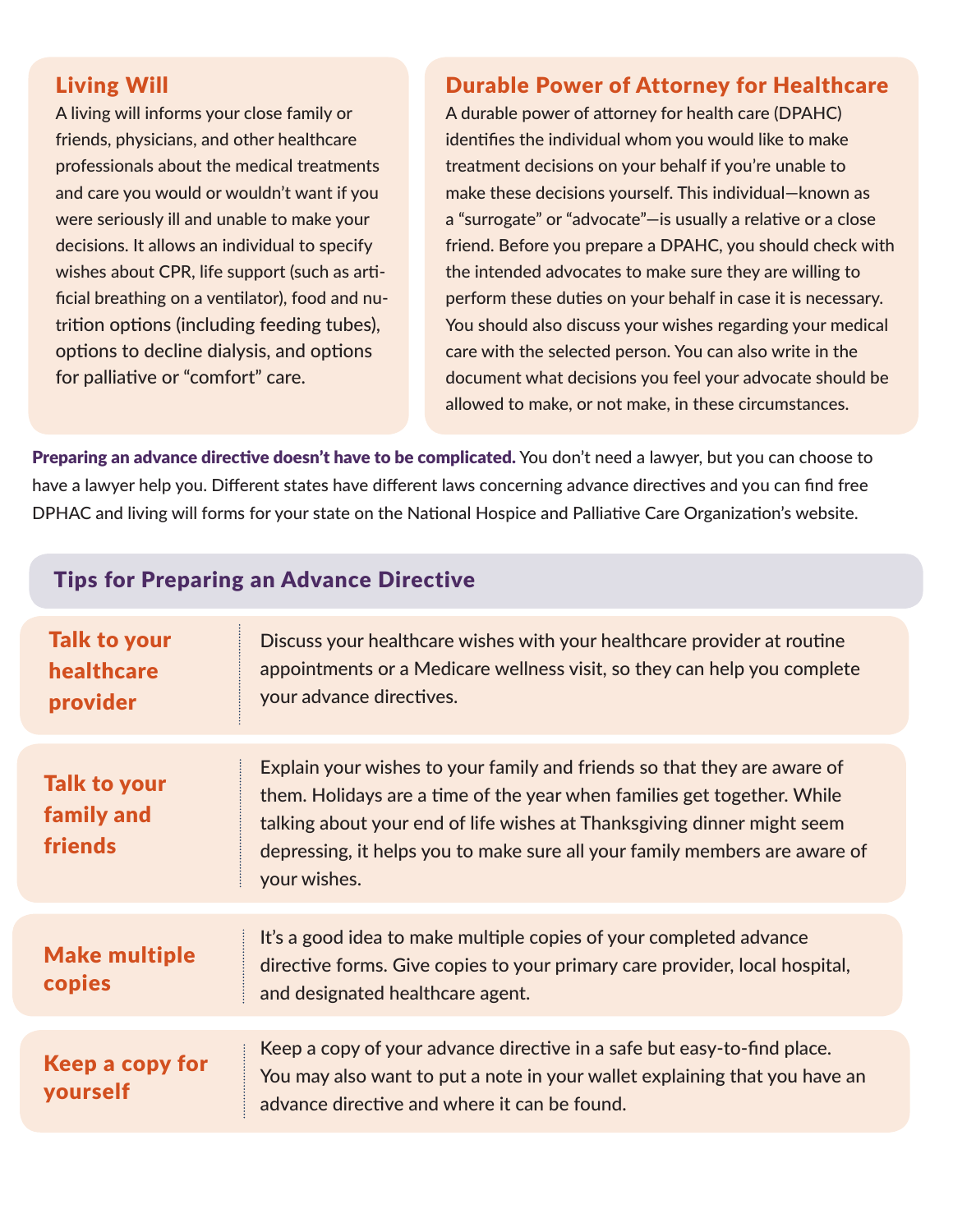## Living Will

A living will informs your close family or friends, physicians, and other healthcare professionals about the medical treatments and care you would or wouldn't want if you were seriously ill and unable to make your decisions. It allows an individual to specify wishes about CPR, life support (such as artificial breathing on a ventilator), food and nutrition options (including feeding tubes), options to decline dialysis, and options for palliative or "comfort" care.

## Durable Power of Attorney for Healthcare

A durable power of attorney for health care (DPAHC) identifies the individual whom you would like to make treatment decisions on your behalf if you're unable to make these decisions yourself. This individual—known as a "surrogate" or "advocate"—is usually a relative or a close friend. Before you prepare a DPAHC, you should check with the intended advocates to make sure they are willing to perform these duties on your behalf in case it is necessary. You should also discuss your wishes regarding your medical care with the selected person. You can also write in the document what decisions you feel your advocate should be allowed to make, or not make, in these circumstances.

**Preparing an advance directive doesn't have to be complicated.** You don't need a lawyer, but you can choose to have a lawyer help you. Different states have different laws concerning advance directives and you can find free DPHAC and living will forms for your state on the National Hospice and Palliative Care Organization's website.

## Tips for Preparing an Advance Directive

**Talk to your healthcare provider**

Discuss your healthcare wishes with your healthcare provider at routine appointments or a Medicare wellness visit, so they can help you complete your advance directives.

**Talk to your family and friends**

Explain your wishes to your family and friends so that they are aware of them. Holidays are a time of the year when families get together. While talking about your end of life wishes at Thanksgiving dinner might seem depressing, it helps you to make sure all your family members are aware of your wishes.

**Make multiple copies**

It's a good idea to make multiple copies of your completed advance directive forms. Give copies to your primary care provider, local hospital, and designated healthcare agent.

**Keep a copy for yourself**

Keep a copy of your advance directive in a safe but easy-to-find place. You may also want to put a note in your wallet explaining that you have an advance directive and where it can be found.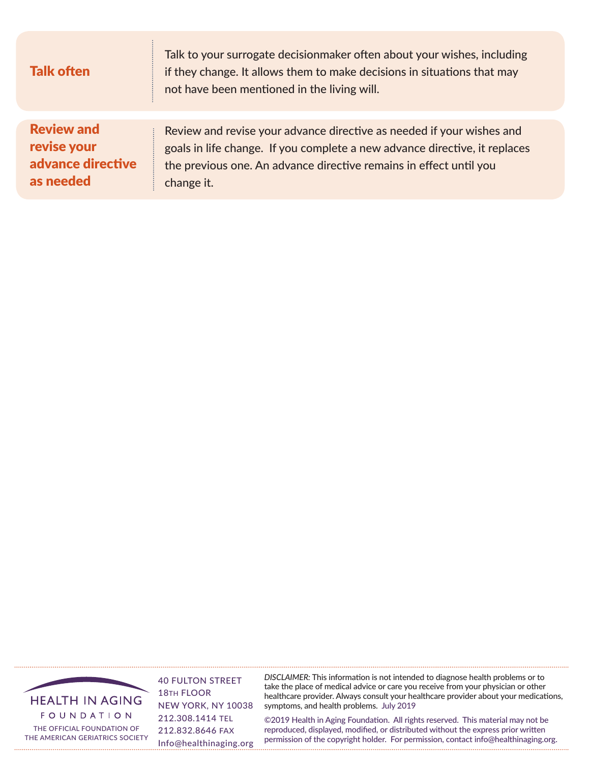| | |
|---|---|
| **Talk often** | Talk to your surrogate decisionmaker often about your wishes, including if they change. It allows them to make decisions in situations that may not have been mentioned in the living will. |
| **Review and revise your advance directive as needed** | Review and revise your advance directive as needed if your wishes and goals in life change. If you complete a new advance directive, it replaces the previous one. An advance directive remains in effect until you change it. |

HEALTH IN AGING FOUNDATION
THE OFFICIAL FOUNDATION OF THE AMERICAN GERIATRICS SOCIETY

40 FULTON STREET
18TH FLOOR
NEW YORK, NY 10038
212.308.1414 TEL
212.832.8646 FAX
Info@healthinaging.org

*DISCLAIMER:* This information is not intended to diagnose health problems or to take the place of medical advice or care you receive from your physician or other healthcare provider. Always consult your healthcare provider about your medications, symptoms, and health problems. July 2019

©2019 Health in Aging Foundation. All rights reserved. This material may not be reproduced, displayed, modified, or distributed without the express prior written permission of the copyright holder. For permission, contact info@healthinaging.org.